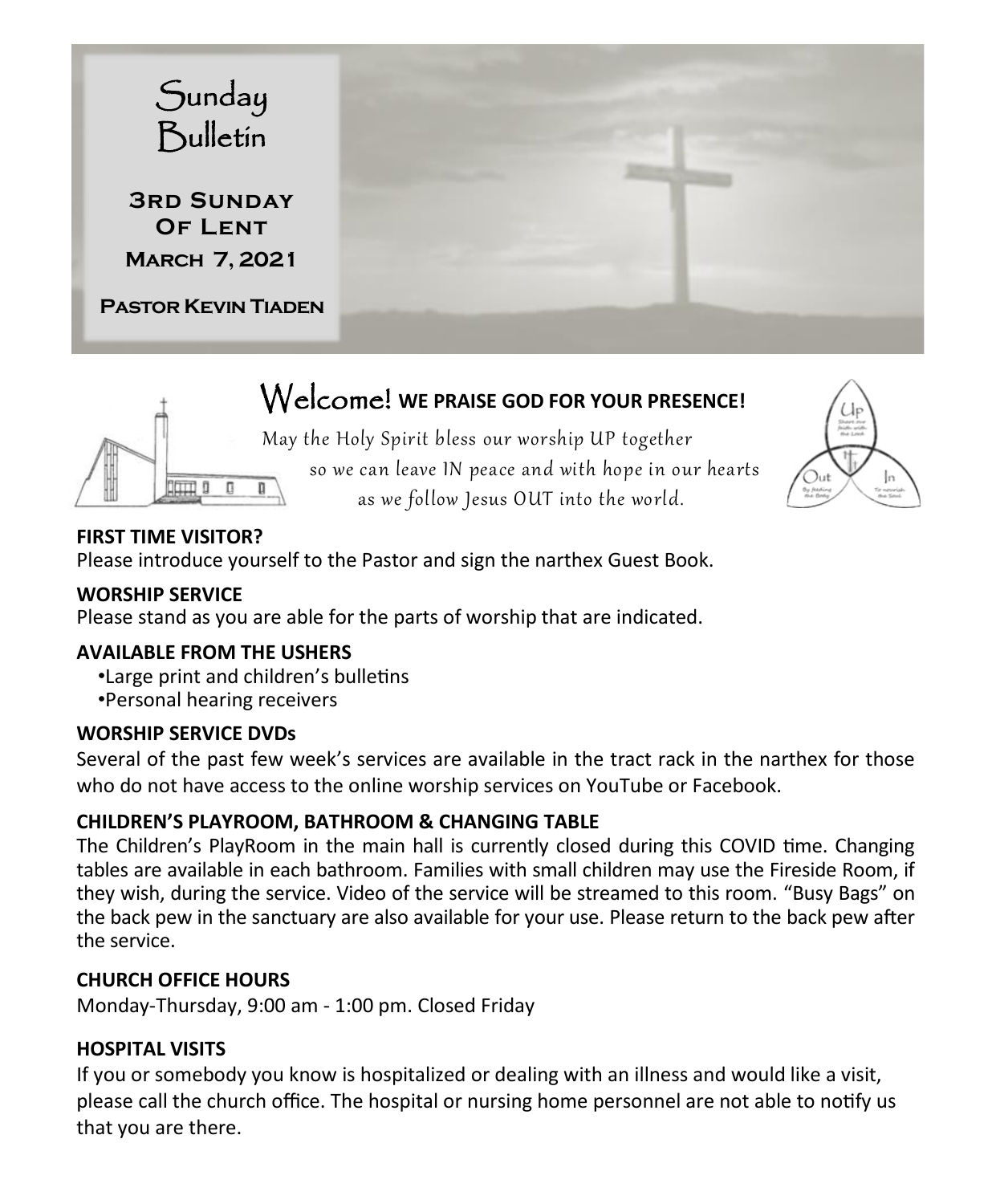# Sunday Bulletin

**3rd Sunday Of Lent**

**March 7, 2021**

**Pastor Kevin Tiaden**

## Welcome! WE PRAISE GOD FOR YOUR PRESENCE!

*May the Holy Spirit bless our worship UP together so we can leave IN peace and with hope in our hearts as we follow Jesus OUT into the world.*

**FIRST TIME VISITOR?**
Please introduce yourself to the Pastor and sign the narthex Guest Book.

**WORSHIP SERVICE**
Please stand as you are able for the parts of worship that are indicated.

**AVAILABLE FROM THE USHERS**
- Large print and children's bulletins
- Personal hearing receivers

**WORSHIP SERVICE DVDs**
Several of the past few week's services are available in the tract rack in the narthex for those who do not have access to the online worship services on YouTube or Facebook.

**CHILDREN'S PLAYROOM, BATHROOM & CHANGING TABLE**
The Children's PlayRoom in the main hall is currently closed during this COVID time. Changing tables are available in each bathroom. Families with small children may use the Fireside Room, if they wish, during the service. Video of the service will be streamed to this room. "Busy Bags" on the back pew in the sanctuary are also available for your use. Please return to the back pew after the service.

**CHURCH OFFICE HOURS**
Monday-Thursday, 9:00 am - 1:00 pm. Closed Friday

**HOSPITAL VISITS**
If you or somebody you know is hospitalized or dealing with an illness and would like a visit, please call the church office. The hospital or nursing home personnel are not able to notify us that you are there.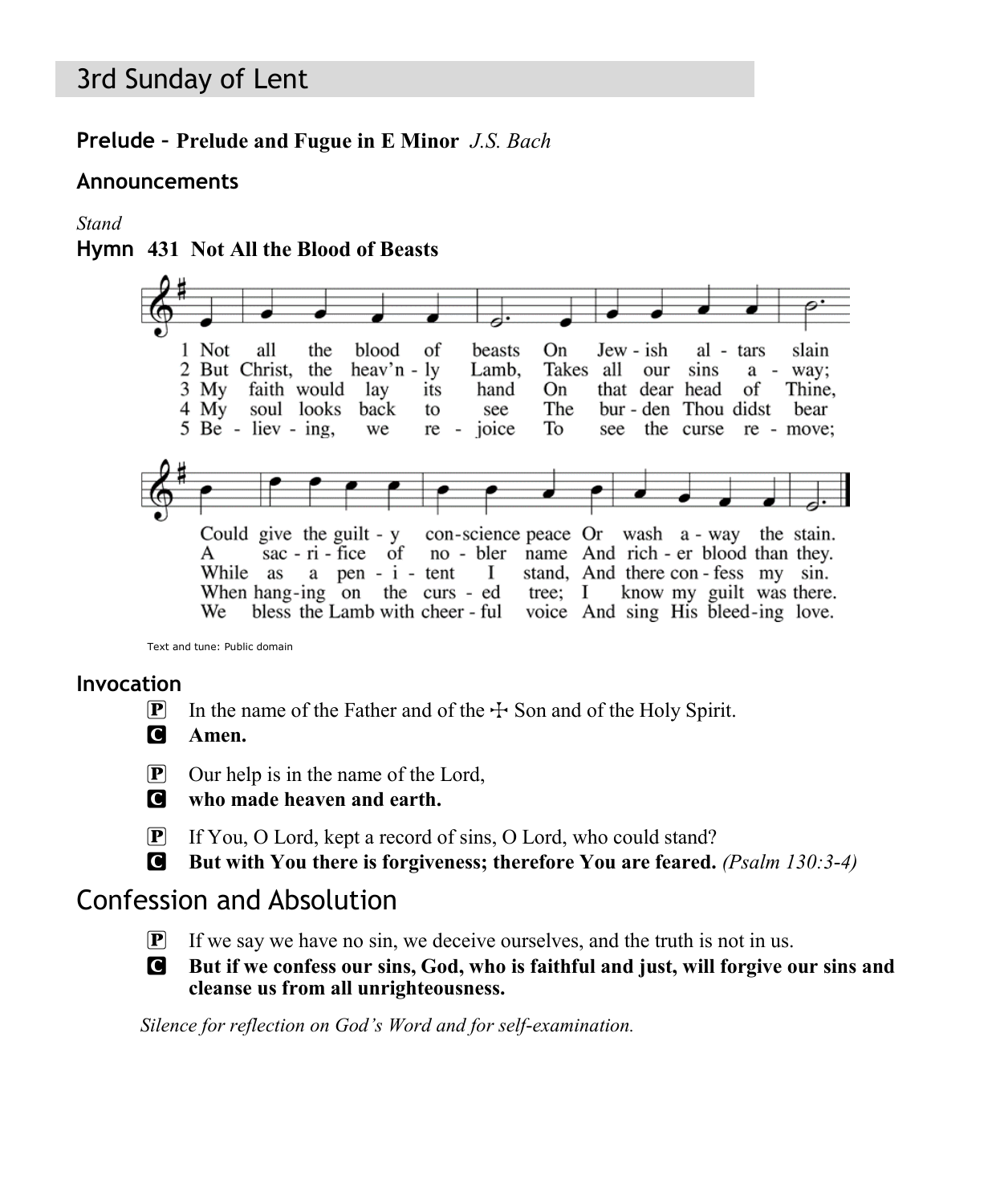# 3rd Sunday of Lent

**Prelude** – **Prelude and Fugue in E Minor** *J.S. Bach*

**Announcements**

*Stand*

**Hymn 431 Not All the Blood of Beasts**

1 Not all the blood of beasts On Jew-ish al-tars slain Could give the guilt-y con-science peace Or wash a-way the stain.

2 But Christ, the heav'n-ly Lamb, Takes all our sins a-way; A sac-ri-fice of no-bler name And rich-er blood than they.

3 My faith would lay its hand On that dear head of Thine, While as a pen-i-tent I stand, And there con-fess my sin.

4 My soul looks back to see The bur-den Thou didst bear When hang-ing on the curs-ed tree; I know my guilt was there.

5 Be-liev-ing, we re-joice To see the curse re-move; We bless the Lamb with cheer-ful voice And sing His bleed-ing love.

Text and tune: Public domain

**Invocation**

P In the name of the Father and of the ☩ Son and of the Holy Spirit.
C **Amen.**

P Our help is in the name of the Lord,
C **who made heaven and earth.**

P If You, O Lord, kept a record of sins, O Lord, who could stand?
C **But with You there is forgiveness; therefore You are feared.** *(Psalm 130:3-4)*

# Confession and Absolution

P If we say we have no sin, we deceive ourselves, and the truth is not in us.
C **But if we confess our sins, God, who is faithful and just, will forgive our sins and cleanse us from all unrighteousness.**

*Silence for reflection on God's Word and for self-examination.*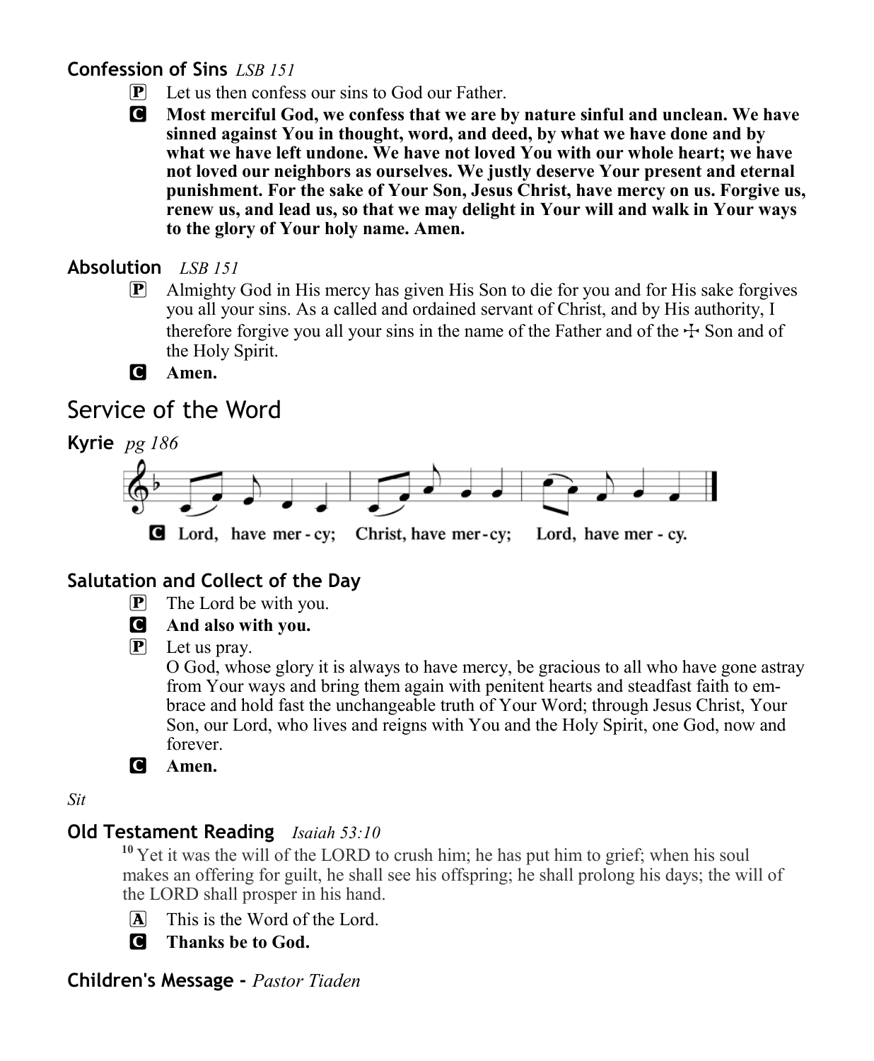**Confession of Sins** *LSB 151*

P Let us then confess our sins to God our Father.

C **Most merciful God, we confess that we are by nature sinful and unclean. We have sinned against You in thought, word, and deed, by what we have done and by what we have left undone. We have not loved You with our whole heart; we have not loved our neighbors as ourselves. We justly deserve Your present and eternal punishment. For the sake of Your Son, Jesus Christ, have mercy on us. Forgive us, renew us, and lead us, so that we may delight in Your will and walk in Your ways to the glory of Your holy name. Amen.**

**Absolution** *LSB 151*

P Almighty God in His mercy has given His Son to die for you and for His sake forgives you all your sins. As a called and ordained servant of Christ, and by His authority, I therefore forgive you all your sins in the name of the Father and of the ☩ Son and of the Holy Spirit.

C **Amen.**

# Service of the Word

**Kyrie** *pg 186*

C Lord, have mer - cy; Christ, have mer-cy; Lord, have mer - cy.

**Salutation and Collect of the Day**

P The Lord be with you.

C **And also with you.**

P Let us pray.
O God, whose glory it is always to have mercy, be gracious to all who have gone astray from Your ways and bring them again with penitent hearts and steadfast faith to embrace and hold fast the unchangeable truth of Your Word; through Jesus Christ, Your Son, our Lord, who lives and reigns with You and the Holy Spirit, one God, now and forever.

C **Amen.**

*Sit*

**Old Testament Reading** *Isaiah 53:10*

10 Yet it was the will of the LORD to crush him; he has put him to grief; when his soul makes an offering for guilt, he shall see his offspring; he shall prolong his days; the will of the LORD shall prosper in his hand.

A This is the Word of the Lord.

C **Thanks be to God.**

**Children's Message -** *Pastor Tiaden*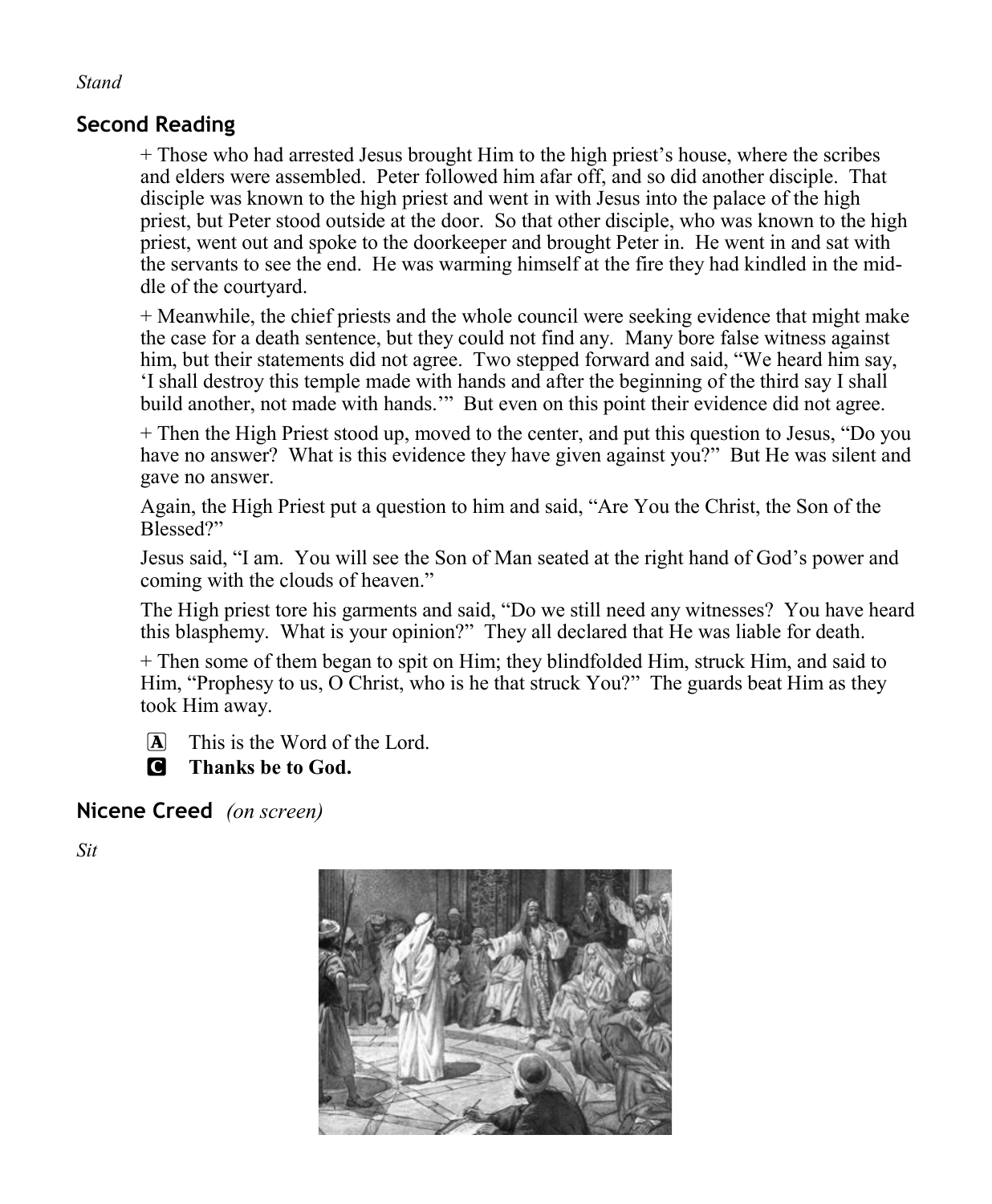*Stand*

## Second Reading

+ Those who had arrested Jesus brought Him to the high priest's house, where the scribes and elders were assembled. Peter followed him afar off, and so did another disciple. That disciple was known to the high priest and went in with Jesus into the palace of the high priest, but Peter stood outside at the door. So that other disciple, who was known to the high priest, went out and spoke to the doorkeeper and brought Peter in. He went in and sat with the servants to see the end. He was warming himself at the fire they had kindled in the middle of the courtyard.

+ Meanwhile, the chief priests and the whole council were seeking evidence that might make the case for a death sentence, but they could not find any. Many bore false witness against him, but their statements did not agree. Two stepped forward and said, "We heard him say, 'I shall destroy this temple made with hands and after the beginning of the third say I shall build another, not made with hands.'" But even on this point their evidence did not agree.

+ Then the High Priest stood up, moved to the center, and put this question to Jesus, "Do you have no answer? What is this evidence they have given against you?" But He was silent and gave no answer.

Again, the High Priest put a question to him and said, "Are You the Christ, the Son of the Blessed?"

Jesus said, "I am. You will see the Son of Man seated at the right hand of God's power and coming with the clouds of heaven."

The High priest tore his garments and said, "Do we still need any witnesses? You have heard this blasphemy. What is your opinion?" They all declared that He was liable for death.

+ Then some of them began to spit on Him; they blindfolded Him, struck Him, and said to Him, "Prophesy to us, O Christ, who is he that struck You?" The guards beat Him as they took Him away.

A This is the Word of the Lord.

**C Thanks be to God.**

## Nicene Creed *(on screen)*

*Sit*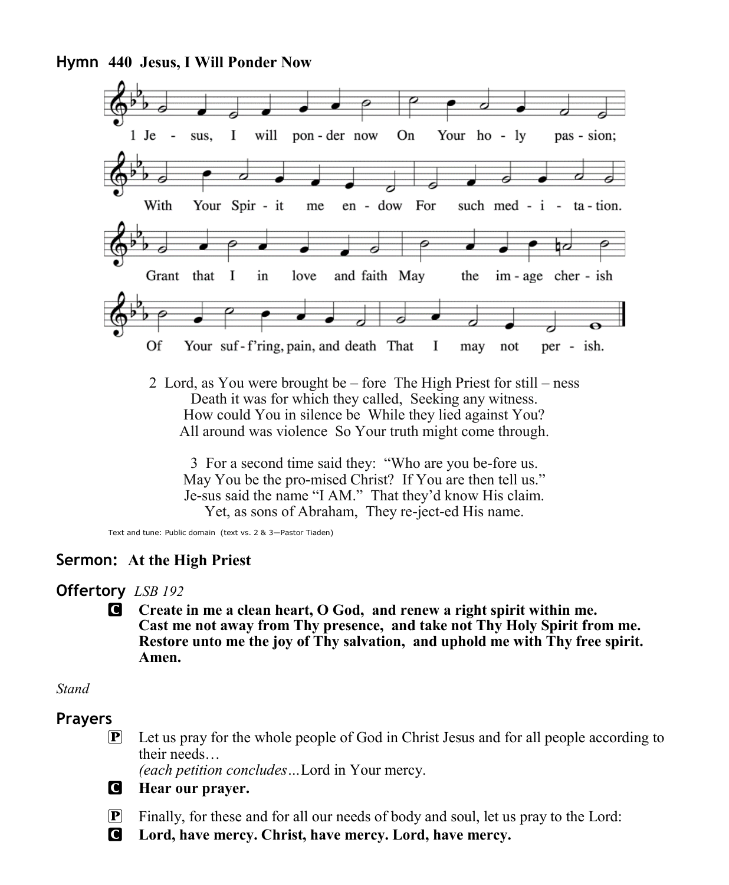**Hymn 440 Jesus, I Will Ponder Now**

1 Je - sus, I will pon - der now On Your ho - ly pas - sion;
With Your Spir - it me en - dow For such med - i - ta - tion.
Grant that I in love and faith May the im - age cher - ish
Of Your suf - f'ring, pain, and death That I may not per - ish.

2 Lord, as You were brought be – fore The High Priest for still – ness
Death it was for which they called, Seeking any witness.
How could You in silence be While they lied against You?
All around was violence So Your truth might come through.

3 For a second time said they: "Who are you be-fore us.
May You be the pro-mised Christ? If You are then tell us."
Je-sus said the name "I AM." That they'd know His claim.
Yet, as sons of Abraham, They re-ject-ed His name.

Text and tune: Public domain (text vs. 2 & 3—Pastor Tiaden)

**Sermon: At the High Priest**

**Offertory** *LSB 192*

C **Create in me a clean heart, O God, and renew a right spirit within me. Cast me not away from Thy presence, and take not Thy Holy Spirit from me. Restore unto me the joy of Thy salvation, and uphold me with Thy free spirit. Amen.**

*Stand*

**Prayers**

P Let us pray for the whole people of God in Christ Jesus and for all people according to their needs…
*(each petition concludes…*Lord in Your mercy.

C **Hear our prayer.**

P Finally, for these and for all our needs of body and soul, let us pray to the Lord:

C **Lord, have mercy. Christ, have mercy. Lord, have mercy.**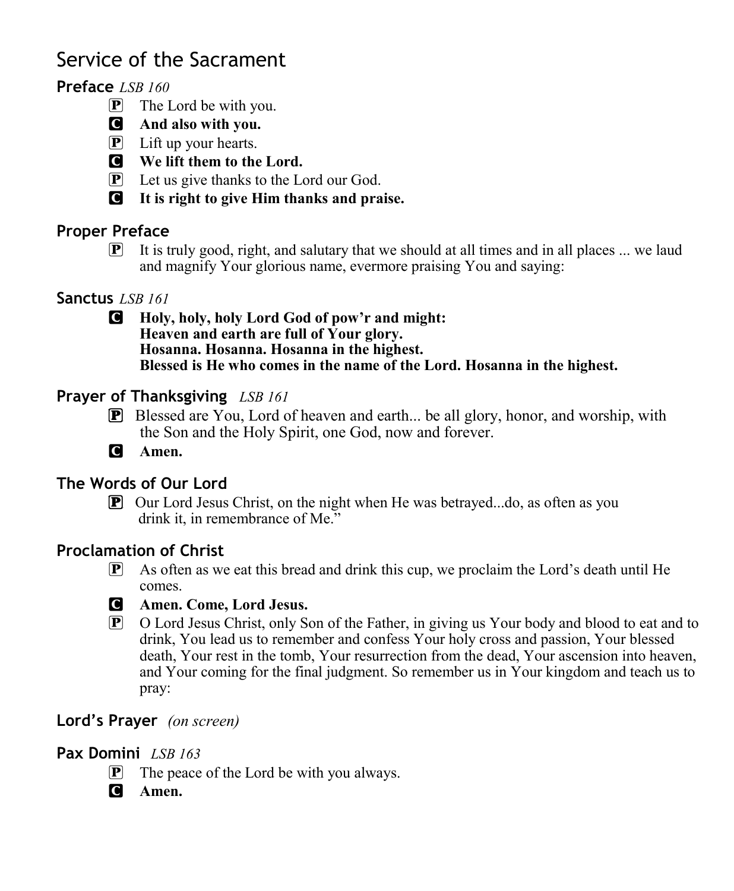# Service of the Sacrament

### Preface *LSB 160*

P The Lord be with you.

C **And also with you.**

P Lift up your hearts.

C **We lift them to the Lord.**

P Let us give thanks to the Lord our God.

C **It is right to give Him thanks and praise.**

### Proper Preface

P It is truly good, right, and salutary that we should at all times and in all places ... we laud and magnify Your glorious name, evermore praising You and saying:

### Sanctus *LSB 161*

C **Holy, holy, holy Lord God of pow'r and might:**
**Heaven and earth are full of Your glory.**
**Hosanna. Hosanna. Hosanna in the highest.**
**Blessed is He who comes in the name of the Lord. Hosanna in the highest.**

### Prayer of Thanksgiving *LSB 161*

P Blessed are You, Lord of heaven and earth... be all glory, honor, and worship, with the Son and the Holy Spirit, one God, now and forever.

C **Amen.**

### The Words of Our Lord

P Our Lord Jesus Christ, on the night when He was betrayed...do, as often as you drink it, in remembrance of Me."

### Proclamation of Christ

P As often as we eat this bread and drink this cup, we proclaim the Lord's death until He comes.

C **Amen. Come, Lord Jesus.**

P O Lord Jesus Christ, only Son of the Father, in giving us Your body and blood to eat and to drink, You lead us to remember and confess Your holy cross and passion, Your blessed death, Your rest in the tomb, Your resurrection from the dead, Your ascension into heaven, and Your coming for the final judgment. So remember us in Your kingdom and teach us to pray:

### Lord's Prayer *(on screen)*

### Pax Domini *LSB 163*

P The peace of the Lord be with you always.

C **Amen.**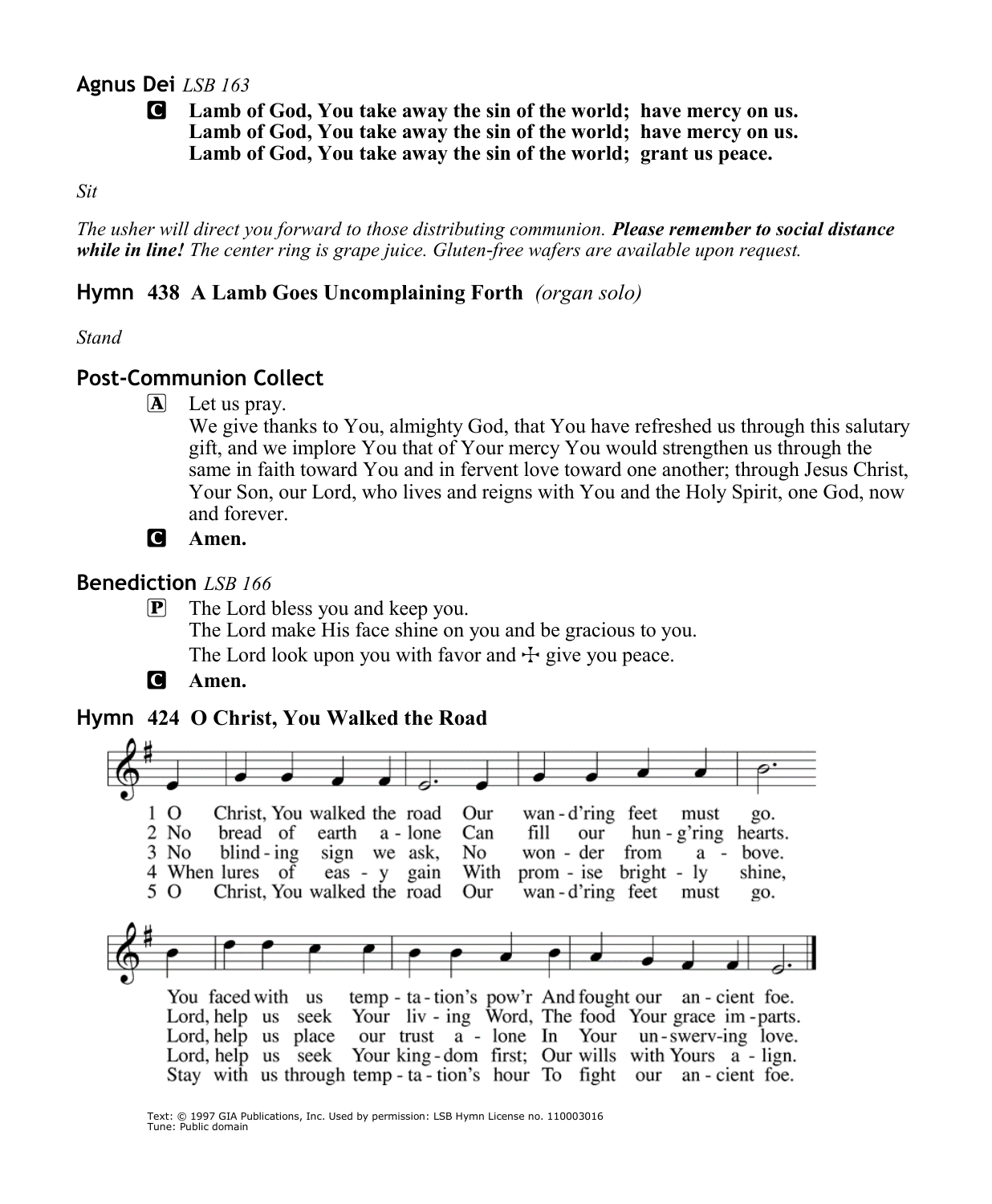## Agnus Dei *LSB 163*

**C** **Lamb of God, You take away the sin of the world; have mercy on us.**
**Lamb of God, You take away the sin of the world; have mercy on us.**
**Lamb of God, You take away the sin of the world; grant us peace.**

*Sit*

*The usher will direct you forward to those distributing communion.* ***Please remember to social distance while in line!*** *The center ring is grape juice. Gluten-free wafers are available upon request.*

## Hymn 438 A Lamb Goes Uncomplaining Forth *(organ solo)*

*Stand*

## Post-Communion Collect

**A** Let us pray.
We give thanks to You, almighty God, that You have refreshed us through this salutary gift, and we implore You that of Your mercy You would strengthen us through the same in faith toward You and in fervent love toward one another; through Jesus Christ, Your Son, our Lord, who lives and reigns with You and the Holy Spirit, one God, now and forever.

**C** **Amen.**

## Benediction *LSB 166*

**P** The Lord bless you and keep you.
The Lord make His face shine on you and be gracious to you.
The Lord look upon you with favor and ☩ give you peace.

**C** **Amen.**

## Hymn 424 O Christ, You Walked the Road

1 O Christ, You walked the road Our wan-d'ring feet must go.
You faced with us temp-ta-tion's pow'r And fought our an-cient foe.

2 No bread of earth a-lone Can fill our hun-g'ring hearts.
Lord, help us seek Your liv-ing Word, The food Your grace im-parts.

3 No blind-ing sign we ask, No won-der from a-bove.
Lord, help us place our trust a-lone In Your un-swerv-ing love.

4 When lures of eas-y gain With prom-ise bright-ly shine,
Lord, help us seek Your king-dom first; Our wills with Yours a-lign.

5 O Christ, You walked the road Our wan-d'ring feet must go.
Stay with us through temp-ta-tion's hour To fight our an-cient foe.

Text: © 1997 GIA Publications, Inc. Used by permission: LSB Hymn License no. 110003016
Tune: Public domain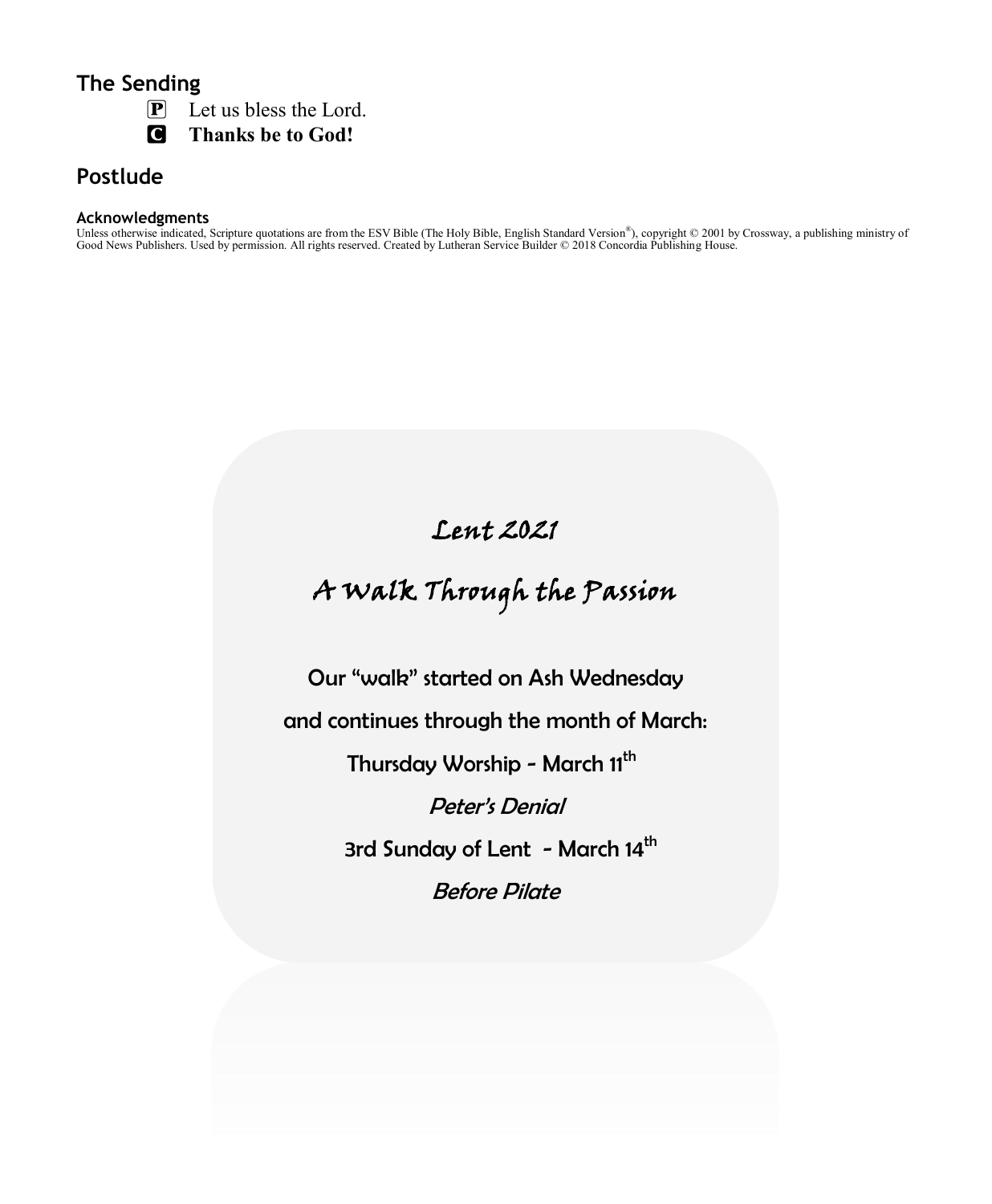## The Sending

P Let us bless the Lord.

C **Thanks be to God!**

## Postlude

#### Acknowledgments

Unless otherwise indicated, Scripture quotations are from the ESV Bible (The Holy Bible, English Standard Version®), copyright © 2001 by Crossway, a publishing ministry of Good News Publishers. Used by permission. All rights reserved. Created by Lutheran Service Builder © 2018 Concordia Publishing House.

*Lent 2021*

*A Walk Through the Passion*

Our "walk" started on Ash Wednesday

and continues through the month of March:

Thursday Worship - March 11th

*Peter's Denial*

3rd Sunday of Lent - March 14th

*Before Pilate*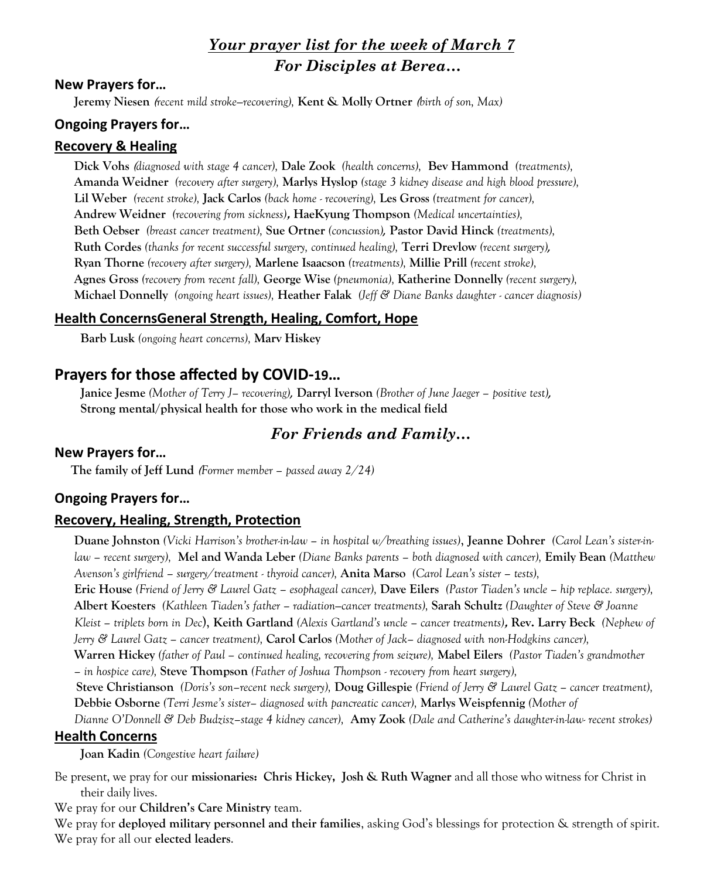## *Your prayer list for the week of March 7*

## *For Disciples at Berea…*

### New Prayers for…

**Jeremy Niesen** *(recent mild stroke—recovering),* **Kent & Molly Ortner** *(birth of son, Max)*

### Ongoing Prayers for…

### Recovery & Healing

**Dick Vohs** *(diagnosed with stage 4 cancer),* **Dale Zook** *(health concerns),* **Bev Hammond** *(treatments),* **Amanda Weidner** *(recovery after surgery),* **Marlys Hyslop** *(stage 3 kidney disease and high blood pressure),* **Lil Weber** *(recent stroke),* **Jack Carlos** *(back home - recovering),* **Les Gross** *(treatment for cancer),* **Andrew Weidner** *(recovering from sickness)*, **HaeKyung Thompson** *(Medical uncertainties),* **Beth Oebser** *(breast cancer treatment),* **Sue Ortner** *(concussion),* **Pastor David Hinck** *(treatments),* **Ruth Cordes** *(thanks for recent successful surgery, continued healing),* **Terri Drevlow** *(recent surgery),* **Ryan Thorne** *(recovery after surgery),* **Marlene Isaacson** *(treatments),* **Millie Prill** *(recent stroke),* **Agnes Gross** *(recovery from recent fall),* **George Wise** *(pneumonia),* **Katherine Donnelly** *(recent surgery),* **Michael Donnelly** *(ongoing heart issues),* **Heather Falak** *(Jeff & Diane Banks daughter - cancer diagnosis)*

### Health ConcernsGeneral Strength, Healing, Comfort, Hope

**Barb Lusk** *(ongoing heart concerns),* **Marv Hiskey**

## Prayers for those affected by COVID-19…

**Janice Jesme** *(Mother of Terry J– recovering),* **Darryl Iverson** *(Brother of June Jaeger – positive test),*
**Strong mental/physical health for those who work in the medical field**

## *For Friends and Family…*

### New Prayers for…

**The family of Jeff Lund** *(Former member – passed away 2/24)*

### Ongoing Prayers for…

### Recovery, Healing, Strength, Protection

**Duane Johnston** *(Vicki Harrison's brother-in-law – in hospital w/breathing issues)*, **Jeanne Dohrer** *(Carol Lean's sister-in-law – recent surgery),* **Mel and Wanda Leber** *(Diane Banks parents – both diagnosed with cancer),* **Emily Bean** *(Matthew Avenson's girlfriend – surgery/treatment - thyroid cancer),* **Anita Marso** *(Carol Lean's sister – tests),* **Eric House** *(Friend of Jerry & Laurel Gatz – esophageal cancer),* **Dave Eilers** *(Pastor Tiaden's uncle – hip replace. surgery),* **Albert Koesters** *(Kathleen Tiaden's father – radiation–cancer treatments),* **Sarah Schultz** *(Daughter of Steve & Joanne Kleist – triplets born in Dec*), **Keith Gartland** *(Alexis Gartland's uncle – cancer treatments)*, **Rev. Larry Beck** *(Nephew of Jerry & Laurel Gatz – cancer treatment),* **Carol Carlos** *(Mother of Jack– diagnosed with non-Hodgkins cancer),* **Warren Hickey** *(father of Paul – continued healing, recovering from seizure),* **Mabel Eilers** *(Pastor Tiaden's grandmother – in hospice care),* **Steve Thompson** *(Father of Joshua Thompson - recovery from heart surgery),* **Steve Christianson** *(Doris's son–recent neck surgery),* **Doug Gillespie** *(Friend of Jerry & Laurel Gatz – cancer treatment),* **Debbie Osborne** *(Terri Jesme's sister– diagnosed with pancreatic cancer),* **Marlys Weispfennig** *(Mother of Dianne O'Donnell & Deb Budzisz–stage 4 kidney cancer),* **Amy Zook** *(Dale and Catherine's daughter-in-law- recent strokes)*

### Health Concerns

**Joan Kadin** *(Congestive heart failure)*

Be present, we pray for our **missionaries: Chris Hickey, Josh & Ruth Wagner** and all those who witness for Christ in their daily lives.

We pray for our **Children's Care Ministry** team.

We pray for **deployed military personnel and their families**, asking God's blessings for protection & strength of spirit.

We pray for all our **elected leaders**.